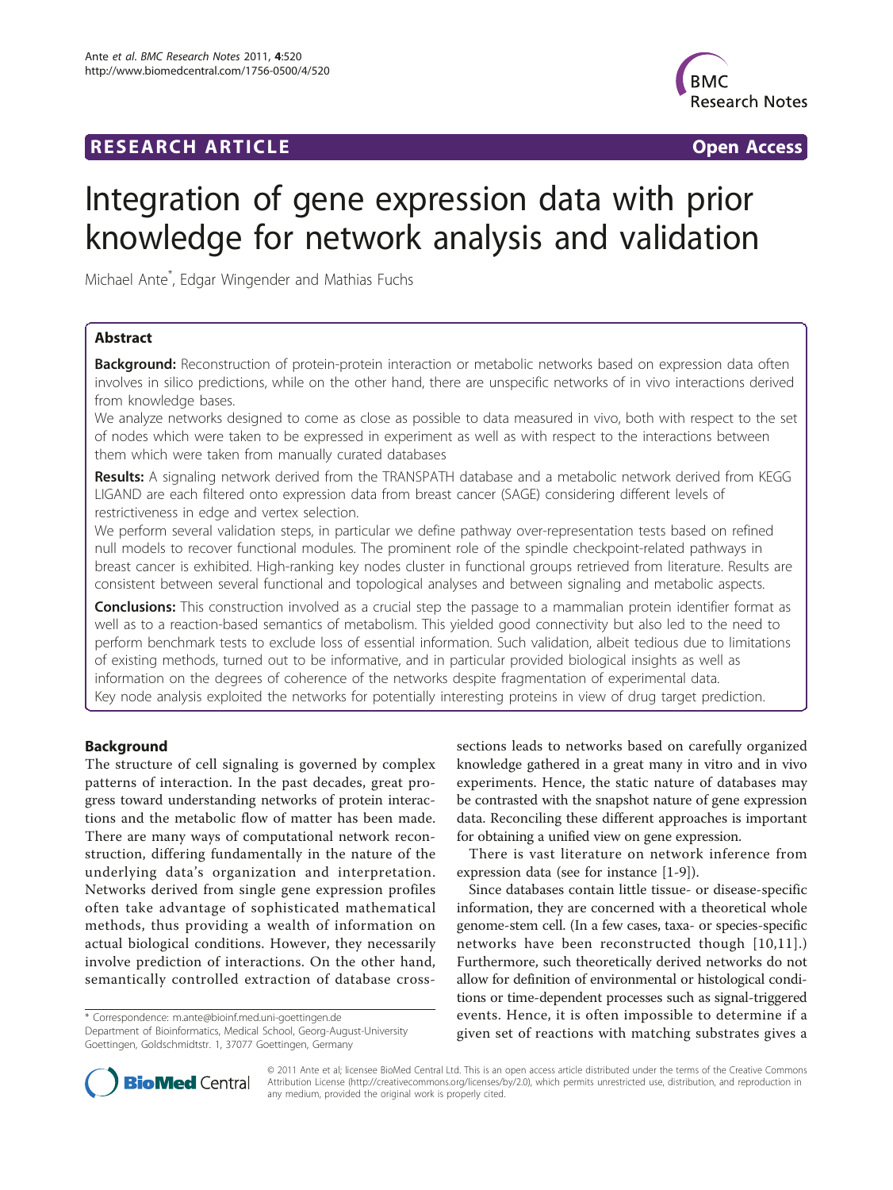RESEARCH ARTICLE Open Access

# Integration of gene expression data with prior knowledge for network analysis and validation

Michael Ante*, Edgar Wingender and Mathias Fuchs

## Abstract

**Background:** Reconstruction of protein-protein interaction or metabolic networks based on expression data often involves in silico predictions, while on the other hand, there are unspecific networks of in vivo interactions derived from knowledge bases.

We analyze networks designed to come as close as possible to data measured in vivo, both with respect to the set of nodes which were taken to be expressed in experiment as well as with respect to the interactions between them which were taken from manually curated databases

**Results:** A signaling network derived from the TRANSPATH database and a metabolic network derived from KEGG LIGAND are each filtered onto expression data from breast cancer (SAGE) considering different levels of restrictiveness in edge and vertex selection.

We perform several validation steps, in particular we define pathway over-representation tests based on refined null models to recover functional modules. The prominent role of the spindle checkpoint-related pathways in breast cancer is exhibited. High-ranking key nodes cluster in functional groups retrieved from literature. Results are consistent between several functional and topological analyses and between signaling and metabolic aspects.

**Conclusions:** This construction involved as a crucial step the passage to a mammalian protein identifier format as well as to a reaction-based semantics of metabolism. This yielded good connectivity but also led to the need to perform benchmark tests to exclude loss of essential information. Such validation, albeit tedious due to limitations of existing methods, turned out to be informative, and in particular provided biological insights as well as information on the degrees of coherence of the networks despite fragmentation of experimental data.

Key node analysis exploited the networks for potentially interesting proteins in view of drug target prediction.

## Background

The structure of cell signaling is governed by complex patterns of interaction. In the past decades, great progress toward understanding networks of protein interactions and the metabolic flow of matter has been made. There are many ways of computational network reconstruction, differing fundamentally in the nature of the underlying data's organization and interpretation. Networks derived from single gene expression profiles often take advantage of sophisticated mathematical methods, thus providing a wealth of information on actual biological conditions. However, they necessarily involve prediction of interactions. On the other hand, semantically controlled extraction of database cross-sections leads to networks based on carefully organized knowledge gathered in a great many in vitro and in vivo experiments. Hence, the static nature of databases may be contrasted with the snapshot nature of gene expression data. Reconciling these different approaches is important for obtaining a unified view on gene expression.

There is vast literature on network inference from expression data (see for instance [1-9]).

Since databases contain little tissue- or disease-specific information, they are concerned with a theoretical whole genome-stem cell. (In a few cases, taxa- or species-specific networks have been reconstructed though [10,11].) Furthermore, such theoretically derived networks do not allow for definition of environmental or histological conditions or time-dependent processes such as signal-triggered events. Hence, it is often impossible to determine if a given set of reactions with matching substrates gives a

\* Correspondence: m.ante@bioinf.med.uni-goettingen.de
Department of Bioinformatics, Medical School, Georg-August-University Goettingen, Goldschmidtstr. 1, 37077 Goettingen, Germany

© 2011 Ante et al; licensee BioMed Central Ltd. This is an open access article distributed under the terms of the Creative Commons Attribution License (http://creativecommons.org/licenses/by/2.0), which permits unrestricted use, distribution, and reproduction in any medium, provided the original work is properly cited.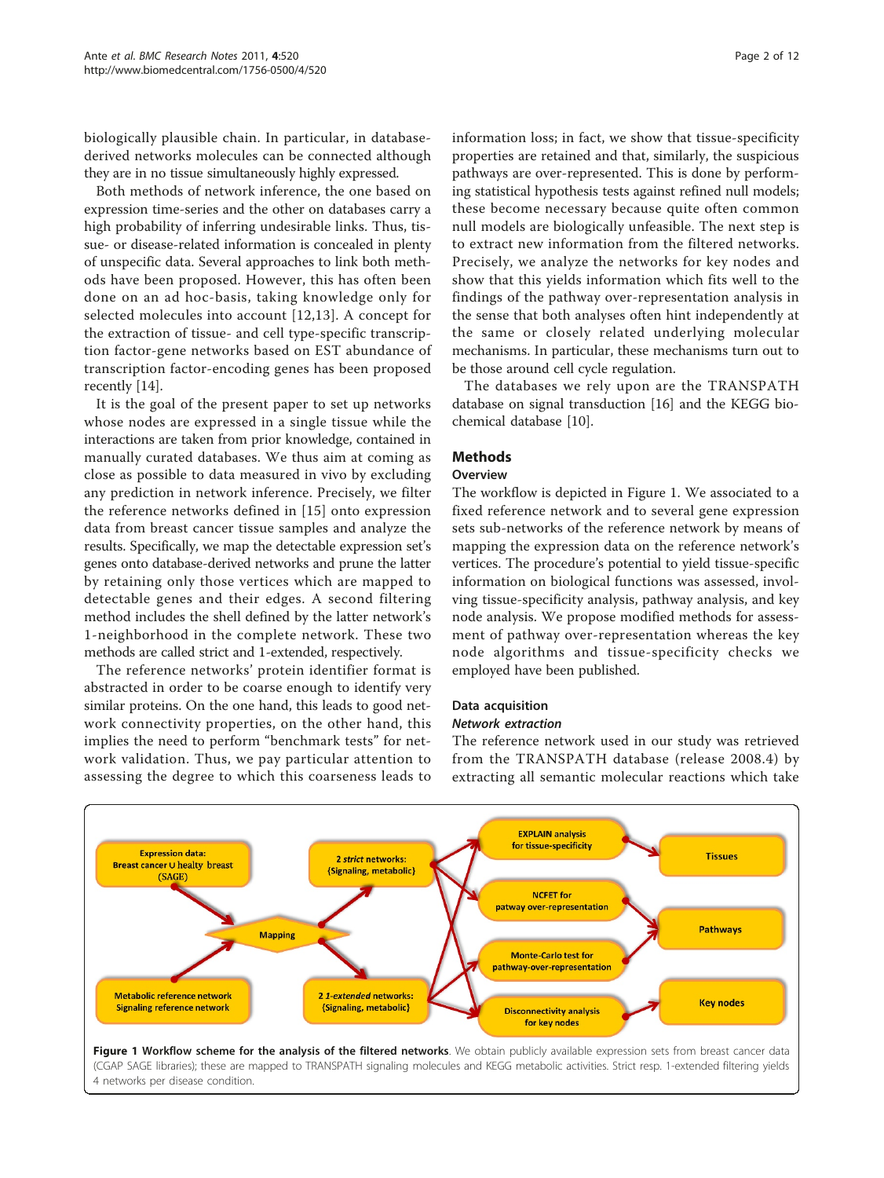biologically plausible chain. In particular, in database-derived networks molecules can be connected although they are in no tissue simultaneously highly expressed.

Both methods of network inference, the one based on expression time-series and the other on databases carry a high probability of inferring undesirable links. Thus, tissue- or disease-related information is concealed in plenty of unspecific data. Several approaches to link both methods have been proposed. However, this has often been done on an ad hoc-basis, taking knowledge only for selected molecules into account [12,13]. A concept for the extraction of tissue- and cell type-specific transcription factor-gene networks based on EST abundance of transcription factor-encoding genes has been proposed recently [14].

It is the goal of the present paper to set up networks whose nodes are expressed in a single tissue while the interactions are taken from prior knowledge, contained in manually curated databases. We thus aim at coming as close as possible to data measured in vivo by excluding any prediction in network inference. Precisely, we filter the reference networks defined in [15] onto expression data from breast cancer tissue samples and analyze the results. Specifically, we map the detectable expression set's genes onto database-derived networks and prune the latter by retaining only those vertices which are mapped to detectable genes and their edges. A second filtering method includes the shell defined by the latter network's 1-neighborhood in the complete network. These two methods are called strict and 1-extended, respectively.

The reference networks' protein identifier format is abstracted in order to be coarse enough to identify very similar proteins. On the one hand, this leads to good network connectivity properties, on the other hand, this implies the need to perform "benchmark tests" for network validation. Thus, we pay particular attention to assessing the degree to which this coarseness leads to information loss; in fact, we show that tissue-specificity properties are retained and that, similarly, the suspicious pathways are over-represented. This is done by performing statistical hypothesis tests against refined null models; these become necessary because quite often common null models are biologically unfeasible. The next step is to extract new information from the filtered networks. Precisely, we analyze the networks for key nodes and show that this yields information which fits well to the findings of the pathway over-representation analysis in the sense that both analyses often hint independently at the same or closely related underlying molecular mechanisms. In particular, these mechanisms turn out to be those around cell cycle regulation.

The databases we rely upon are the TRANSPATH database on signal transduction [16] and the KEGG biochemical database [10].

## Methods

### Overview

The workflow is depicted in Figure 1. We associated to a fixed reference network and to several gene expression sets sub-networks of the reference network by means of mapping the expression data on the reference network's vertices. The procedure's potential to yield tissue-specific information on biological functions was assessed, involving tissue-specificity analysis, pathway analysis, and key node analysis. We propose modified methods for assessment of pathway over-representation whereas the key node algorithms and tissue-specificity checks we employed have been published.

### Data acquisition

#### *Network extraction*

The reference network used in our study was retrieved from the TRANSPATH database (release 2008.4) by extracting all semantic molecular reactions which take

Expression data: Breast cancer ∪ healty breast (SAGE)
Metabolic reference network
Signaling reference network
Mapping
2 *strict* networks: {Signaling, metabolic}
2 *1-extended* networks: {Signaling, metabolic}
EXPLAIN analysis for tissue-specificity
NCFET for patway over-representation
Monte-Carlo test for pathway-over-representation
Disconnectivity analysis for key nodes
Tissues
Pathways
Key nodes

**Figure 1 Workflow scheme for the analysis of the filtered networks**. We obtain publicly available expression sets from breast cancer data (CGAP SAGE libraries); these are mapped to TRANSPATH signaling molecules and KEGG metabolic activities. Strict resp. 1-extended filtering yields 4 networks per disease condition.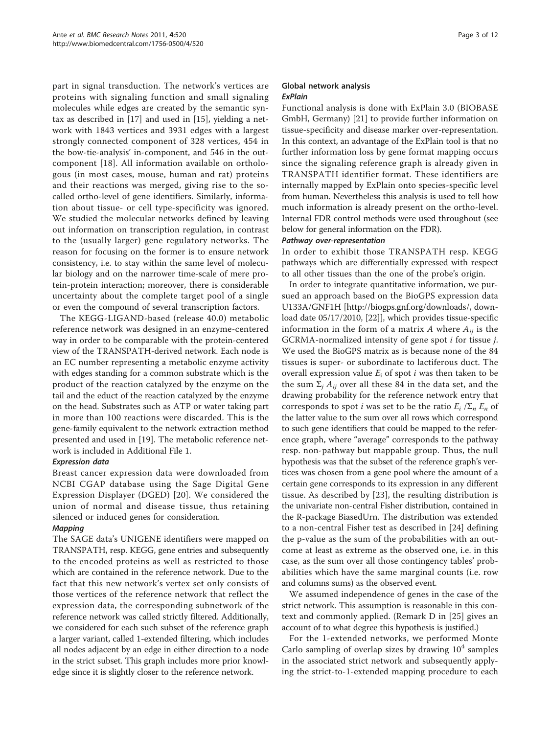part in signal transduction. The network's vertices are proteins with signaling function and small signaling molecules while edges are created by the semantic syntax as described in [17] and used in [15], yielding a network with 1843 vertices and 3931 edges with a largest strongly connected component of 328 vertices, 454 in the bow-tie-analysis' in-component, and 546 in the out-component [18]. All information available on orthologous (in most cases, mouse, human and rat) proteins and their reactions was merged, giving rise to the so-called ortho-level of gene identifiers. Similarly, information about tissue- or cell type-specificity was ignored. We studied the molecular networks defined by leaving out information on transcription regulation, in contrast to the (usually larger) gene regulatory networks. The reason for focusing on the former is to ensure network consistency, i.e. to stay within the same level of molecular biology and on the narrower time-scale of mere protein-protein interaction; moreover, there is considerable uncertainty about the complete target pool of a single or even the compound of several transcription factors.

The KEGG-LIGAND-based (release 40.0) metabolic reference network was designed in an enzyme-centered way in order to be comparable with the protein-centered view of the TRANSPATH-derived network. Each node is an EC number representing a metabolic enzyme activity with edges standing for a common substrate which is the product of the reaction catalyzed by the enzyme on the tail and the educt of the reaction catalyzed by the enzyme on the head. Substrates such as ATP or water taking part in more than 100 reactions were discarded. This is the gene-family equivalent to the network extraction method presented and used in [19]. The metabolic reference network is included in Additional File 1.

#### *Expression data*

Breast cancer expression data were downloaded from NCBI CGAP database using the Sage Digital Gene Expression Displayer (DGED) [20]. We considered the union of normal and disease tissue, thus retaining silenced or induced genes for consideration.

#### *Mapping*

The SAGE data's UNIGENE identifiers were mapped on TRANSPATH, resp. KEGG, gene entries and subsequently to the encoded proteins as well as restricted to those which are contained in the reference network. Due to the fact that this new network's vertex set only consists of those vertices of the reference network that reflect the expression data, the corresponding subnetwork of the reference network was called strictly filtered. Additionally, we considered for each such subset of the reference graph a larger variant, called 1-extended filtering, which includes all nodes adjacent by an edge in either direction to a node in the strict subset. This graph includes more prior knowledge since it is slightly closer to the reference network.

### Global network analysis

#### *ExPlain*

Functional analysis is done with ExPlain 3.0 (BIOBASE GmbH, Germany) [21] to provide further information on tissue-specificity and disease marker over-representation. In this context, an advantage of the ExPlain tool is that no further information loss by gene format mapping occurs since the signaling reference graph is already given in TRANSPATH identifier format. These identifiers are internally mapped by ExPlain onto species-specific level from human. Nevertheless this analysis is used to tell how much information is already present on the ortho-level. Internal FDR control methods were used throughout (see below for general information on the FDR).

#### *Pathway over-representation*

In order to exhibit those TRANSPATH resp. KEGG pathways which are differentially expressed with respect to all other tissues than the one of the probe's origin.

In order to integrate quantitative information, we pursued an approach based on the BioGPS expression data U133A/GNF1H [http://biogps.gnf.org/downloads/, download date 05/17/2010, [22]], which provides tissue-specific information in the form of a matrix $A$ where $A_{ij}$ is the GCRMA-normalized intensity of gene spot $i$ for tissue $j$. We used the BioGPS matrix as is because none of the 84 tissues is super- or subordinate to lactiferous duct. The overall expression value $E_i$ of spot $i$ was then taken to be the sum $\Sigma_j A_{ij}$ over all these 84 in the data set, and the drawing probability for the reference network entry that corresponds to spot $i$ was set to be the ratio $E_i / \Sigma_n E_n$ of the latter value to the sum over all rows which correspond to such gene identifiers that could be mapped to the reference graph, where "average" corresponds to the pathway resp. non-pathway but mappable group. Thus, the null hypothesis was that the subset of the reference graph's vertices was chosen from a gene pool where the amount of a certain gene corresponds to its expression in any different tissue. As described by [23], the resulting distribution is the univariate non-central Fisher distribution, contained in the R-package BiasedUrn. The distribution was extended to a non-central Fisher test as described in [24] defining the p-value as the sum of the probabilities with an outcome at least as extreme as the observed one, i.e. in this case, as the sum over all those contingency tables' probabilities which have the same marginal counts (i.e. row and columns sums) as the observed event.

We assumed independence of genes in the case of the strict network. This assumption is reasonable in this context and commonly applied. (Remark D in [25] gives an account of to what degree this hypothesis is justified.)

For the 1-extended networks, we performed Monte Carlo sampling of overlap sizes by drawing $10^4$ samples in the associated strict network and subsequently applying the strict-to-1-extended mapping procedure to each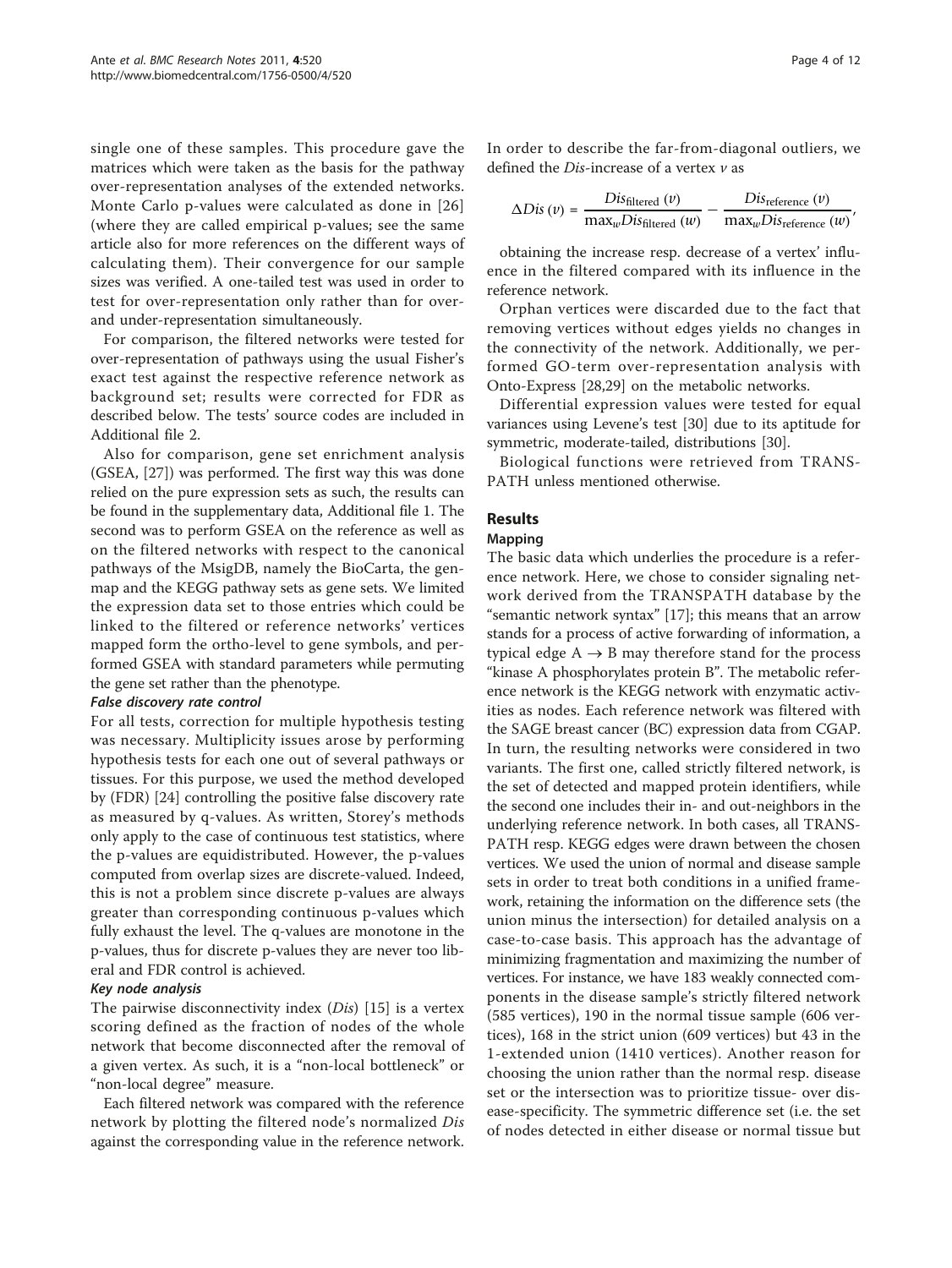single one of these samples. This procedure gave the matrices which were taken as the basis for the pathway over-representation analyses of the extended networks. Monte Carlo p-values were calculated as done in [26] (where they are called empirical p-values; see the same article also for more references on the different ways of calculating them). Their convergence for our sample sizes was verified. A one-tailed test was used in order to test for over-representation only rather than for over- and under-representation simultaneously.

For comparison, the filtered networks were tested for over-representation of pathways using the usual Fisher's exact test against the respective reference network as background set; results were corrected for FDR as described below. The tests' source codes are included in Additional file 2.

Also for comparison, gene set enrichment analysis (GSEA, [27]) was performed. The first way this was done relied on the pure expression sets as such, the results can be found in the supplementary data, Additional file 1. The second was to perform GSEA on the reference as well as on the filtered networks with respect to the canonical pathways of the MsigDB, namely the BioCarta, the genmap and the KEGG pathway sets as gene sets. We limited the expression data set to those entries which could be linked to the filtered or reference networks' vertices mapped form the ortho-level to gene symbols, and performed GSEA with standard parameters while permuting the gene set rather than the phenotype.

#### *False discovery rate control*

For all tests, correction for multiple hypothesis testing was necessary. Multiplicity issues arose by performing hypothesis tests for each one out of several pathways or tissues. For this purpose, we used the method developed by (FDR) [24] controlling the positive false discovery rate as measured by q-values. As written, Storey's methods only apply to the case of continuous test statistics, where the p-values are equidistributed. However, the p-values computed from overlap sizes are discrete-valued. Indeed, this is not a problem since discrete p-values are always greater than corresponding continuous p-values which fully exhaust the level. The q-values are monotone in the p-values, thus for discrete p-values they are never too liberal and FDR control is achieved.

#### *Key node analysis*

The pairwise disconnectivity index (*Dis*) [15] is a vertex scoring defined as the fraction of nodes of the whole network that become disconnected after the removal of a given vertex. As such, it is a "non-local bottleneck" or "non-local degree" measure.

Each filtered network was compared with the reference network by plotting the filtered node's normalized *Dis* against the corresponding value in the reference network. In order to describe the far-from-diagonal outliers, we defined the *Dis*-increase of a vertex $v$ as

$$\Delta Dis\,(v) = \frac{Dis_{\text{filtered}}\,(v)}{\max_w Dis_{\text{filtered}}\,(w)} - \frac{Dis_{\text{reference}}\,(v)}{\max_w Dis_{\text{reference}}\,(w)},$$

obtaining the increase resp. decrease of a vertex' influence in the filtered compared with its influence in the reference network.

Orphan vertices were discarded due to the fact that removing vertices without edges yields no changes in the connectivity of the network. Additionally, we performed GO-term over-representation analysis with Onto-Express [28,29] on the metabolic networks.

Differential expression values were tested for equal variances using Levene's test [30] due to its aptitude for symmetric, moderate-tailed, distributions [30].

Biological functions were retrieved from TRANSPATH unless mentioned otherwise.

## Results

### Mapping

The basic data which underlies the procedure is a reference network. Here, we chose to consider signaling network derived from the TRANSPATH database by the "semantic network syntax" [17]; this means that an arrow stands for a process of active forwarding of information, a typical edge A $\rightarrow$ B may therefore stand for the process "kinase A phosphorylates protein B". The metabolic reference network is the KEGG network with enzymatic activities as nodes. Each reference network was filtered with the SAGE breast cancer (BC) expression data from CGAP. In turn, the resulting networks were considered in two variants. The first one, called strictly filtered network, is the set of detected and mapped protein identifiers, while the second one includes their in- and out-neighbors in the underlying reference network. In both cases, all TRANSPATH resp. KEGG edges were drawn between the chosen vertices. We used the union of normal and disease sample sets in order to treat both conditions in a unified framework, retaining the information on the difference sets (the union minus the intersection) for detailed analysis on a case-to-case basis. This approach has the advantage of minimizing fragmentation and maximizing the number of vertices. For instance, we have 183 weakly connected components in the disease sample's strictly filtered network (585 vertices), 190 in the normal tissue sample (606 vertices), 168 in the strict union (609 vertices) but 43 in the 1-extended union (1410 vertices). Another reason for choosing the union rather than the normal resp. disease set or the intersection was to prioritize tissue- over disease-specificity. The symmetric difference set (i.e. the set of nodes detected in either disease or normal tissue but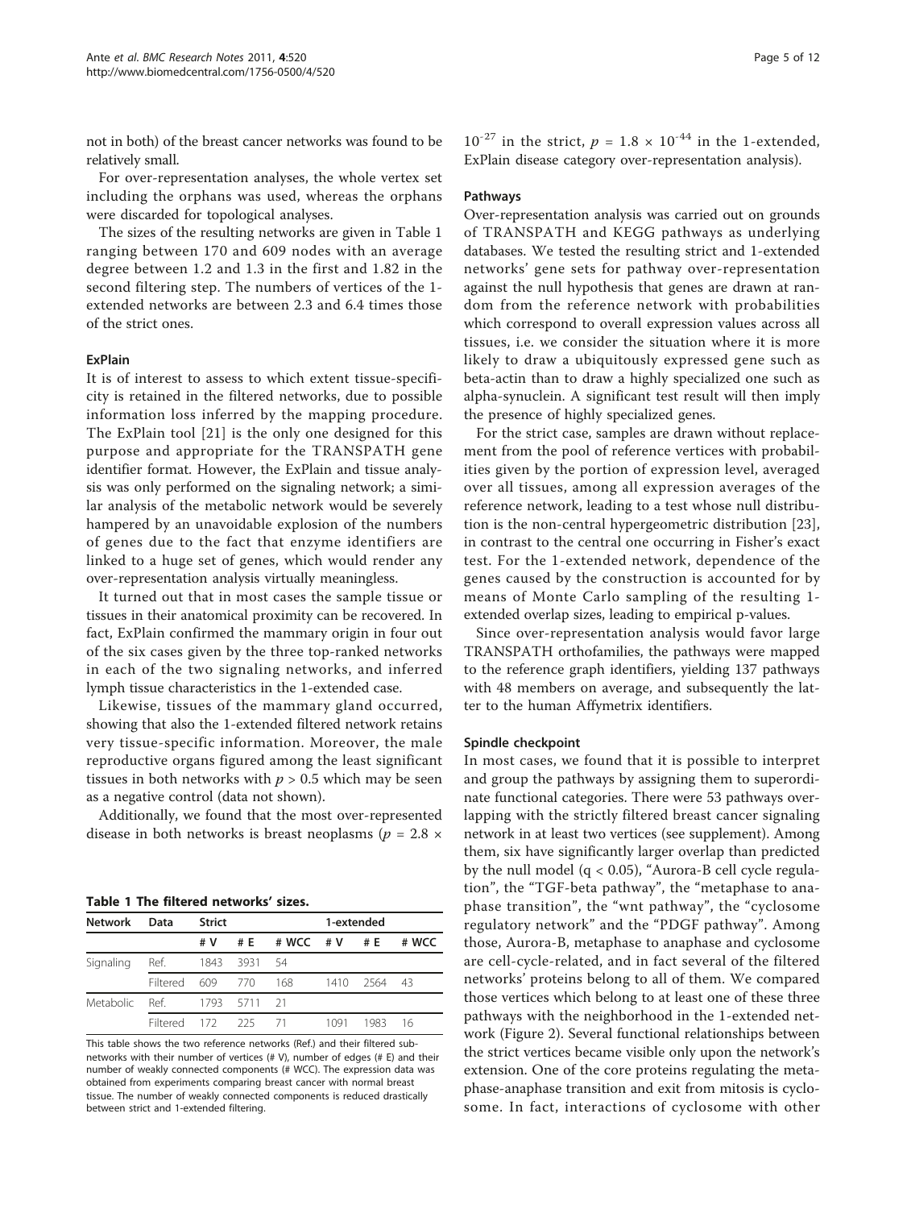not in both) of the breast cancer networks was found to be relatively small.

For over-representation analyses, the whole vertex set including the orphans was used, whereas the orphans were discarded for topological analyses.

The sizes of the resulting networks are given in Table 1 ranging between 170 and 609 nodes with an average degree between 1.2 and 1.3 in the first and 1.82 in the second filtering step. The numbers of vertices of the 1-extended networks are between 2.3 and 6.4 times those of the strict ones.

### ExPlain

It is of interest to assess to which extent tissue-specificity is retained in the filtered networks, due to possible information loss inferred by the mapping procedure. The ExPlain tool [21] is the only one designed for this purpose and appropriate for the TRANSPATH gene identifier format. However, the ExPlain and tissue analysis was only performed on the signaling network; a similar analysis of the metabolic network would be severely hampered by an unavoidable explosion of the numbers of genes due to the fact that enzyme identifiers are linked to a huge set of genes, which would render any over-representation analysis virtually meaningless.

It turned out that in most cases the sample tissue or tissues in their anatomical proximity can be recovered. In fact, ExPlain confirmed the mammary origin in four out of the six cases given by the three top-ranked networks in each of the two signaling networks, and inferred lymph tissue characteristics in the 1-extended case.

Likewise, tissues of the mammary gland occurred, showing that also the 1-extended filtered network retains very tissue-specific information. Moreover, the male reproductive organs figured among the least significant tissues in both networks with $p > 0.5$ which may be seen as a negative control (data not shown).

Additionally, we found that the most over-represented disease in both networks is breast neoplasms ($p = 2.8 \times 10^{-27}$ in the strict, $p = 1.8 \times 10^{-44}$ in the 1-extended, ExPlain disease category over-representation analysis).

**Table 1 The filtered networks' sizes.**

| Network | Data | Strict | | | 1-extended | | |
|---|---|---|---|---|---|---|---|
| | | # V | # E | # WCC | # V | # E | # WCC |
| Signaling | Ref. | 1843 | 3931 | 54 | | | |
| | Filtered | 609 | 770 | 168 | 1410 | 2564 | 43 |
| Metabolic | Ref. | 1793 | 5711 | 21 | | | |
| | Filtered | 172 | 225 | 71 | 1091 | 1983 | 16 |

This table shows the two reference networks (Ref.) and their filtered subnetworks with their number of vertices (# V), number of edges (# E) and their number of weakly connected components (# WCC). The expression data was obtained from experiments comparing breast cancer with normal breast tissue. The number of weakly connected components is reduced drastically between strict and 1-extended filtering.

### Pathways

Over-representation analysis was carried out on grounds of TRANSPATH and KEGG pathways as underlying databases. We tested the resulting strict and 1-extended networks' gene sets for pathway over-representation against the null hypothesis that genes are drawn at random from the reference network with probabilities which correspond to overall expression values across all tissues, i.e. we consider the situation where it is more likely to draw a ubiquitously expressed gene such as beta-actin than to draw a highly specialized one such as alpha-synuclein. A significant test result will then imply the presence of highly specialized genes.

For the strict case, samples are drawn without replacement from the pool of reference vertices with probabilities given by the portion of expression level, averaged over all tissues, among all expression averages of the reference network, leading to a test whose null distribution is the non-central hypergeometric distribution [23], in contrast to the central one occurring in Fisher's exact test. For the 1-extended network, dependence of the genes caused by the construction is accounted for by means of Monte Carlo sampling of the resulting 1-extended overlap sizes, leading to empirical p-values.

Since over-representation analysis would favor large TRANSPATH orthofamilies, the pathways were mapped to the reference graph identifiers, yielding 137 pathways with 48 members on average, and subsequently the latter to the human Affymetrix identifiers.

### Spindle checkpoint

In most cases, we found that it is possible to interpret and group the pathways by assigning them to superordinate functional categories. There were 53 pathways overlapping with the strictly filtered breast cancer signaling network in at least two vertices (see supplement). Among them, six have significantly larger overlap than predicted by the null model ($q < 0.05$), "Aurora-B cell cycle regulation", the "TGF-beta pathway", the "metaphase to anaphase transition", the "wnt pathway", the "cyclosome regulatory network" and the "PDGF pathway". Among those, Aurora-B, metaphase to anaphase and cyclosome are cell-cycle-related, and in fact several of the filtered networks' proteins belong to all of them. We compared those vertices which belong to at least one of these three pathways with the neighborhood in the 1-extended network (Figure 2). Several functional relationships between the strict vertices became visible only upon the network's extension. One of the core proteins regulating the metaphase-anaphase transition and exit from mitosis is cyclosome. In fact, interactions of cyclosome with other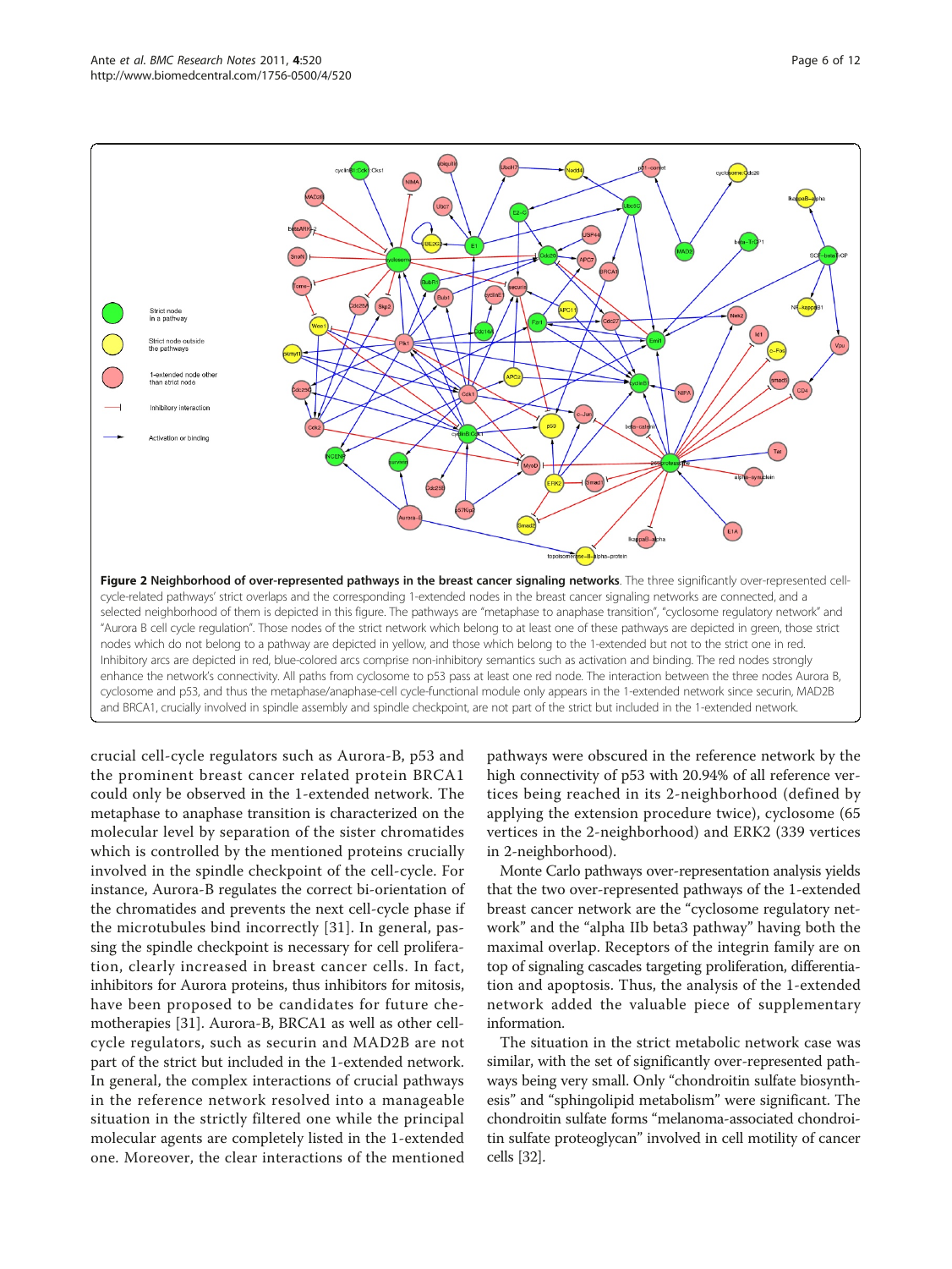**Figure 2 Neighborhood of over-represented pathways in the breast cancer signaling networks**. The three significantly over-represented cell-cycle-related pathways' strict overlaps and the corresponding 1-extended nodes in the breast cancer signaling networks are connected, and a selected neighborhood of them is depicted in this figure. The pathways are "metaphase to anaphase transition", "cyclosome regulatory network" and "Aurora B cell cycle regulation". Those nodes of the strict network which belong to at least one of these pathways are depicted in green, those strict nodes which do not belong to a pathway are depicted in yellow, and those which belong to the 1-extended but not to the strict one in red. Inhibitory arcs are depicted in red, blue-colored arcs comprise non-inhibitory semantics such as activation and binding. The red nodes strongly enhance the network's connectivity. All paths from cyclosome to p53 pass at least one red node. The interaction between the three nodes Aurora B, cyclosome and p53, and thus the metaphase/anaphase-cell cycle-functional module only appears in the 1-extended network since securin, MAD2B and BRCA1, crucially involved in spindle assembly and spindle checkpoint, are not part of the strict but included in the 1-extended network.

crucial cell-cycle regulators such as Aurora-B, p53 and the prominent breast cancer related protein BRCA1 could only be observed in the 1-extended network. The metaphase to anaphase transition is characterized on the molecular level by separation of the sister chromatides which is controlled by the mentioned proteins crucially involved in the spindle checkpoint of the cell-cycle. For instance, Aurora-B regulates the correct bi-orientation of the chromatides and prevents the next cell-cycle phase if the microtubules bind incorrectly [31]. In general, passing the spindle checkpoint is necessary for cell proliferation, clearly increased in breast cancer cells. In fact, inhibitors for Aurora proteins, thus inhibitors for mitosis, have been proposed to be candidates for future chemotherapies [31]. Aurora-B, BRCA1 as well as other cell-cycle regulators, such as securin and MAD2B are not part of the strict but included in the 1-extended network. In general, the complex interactions of crucial pathways in the reference network resolved into a manageable situation in the strictly filtered one while the principal molecular agents are completely listed in the 1-extended one. Moreover, the clear interactions of the mentioned pathways were obscured in the reference network by the high connectivity of p53 with 20.94% of all reference vertices being reached in its 2-neighborhood (defined by applying the extension procedure twice), cyclosome (65 vertices in the 2-neighborhood) and ERK2 (339 vertices in 2-neighborhood).

Monte Carlo pathways over-representation analysis yields that the two over-represented pathways of the 1-extended breast cancer network are the "cyclosome regulatory network" and the "alpha IIb beta3 pathway" having both the maximal overlap. Receptors of the integrin family are on top of signaling cascades targeting proliferation, differentiation and apoptosis. Thus, the analysis of the 1-extended network added the valuable piece of supplementary information.

The situation in the strict metabolic network case was similar, with the set of significantly over-represented pathways being very small. Only "chondroitin sulfate biosynthesis" and "sphingolipid metabolism" were significant. The chondroitin sulfate forms "melanoma-associated chondroitin sulfate proteoglycan" involved in cell motility of cancer cells [32].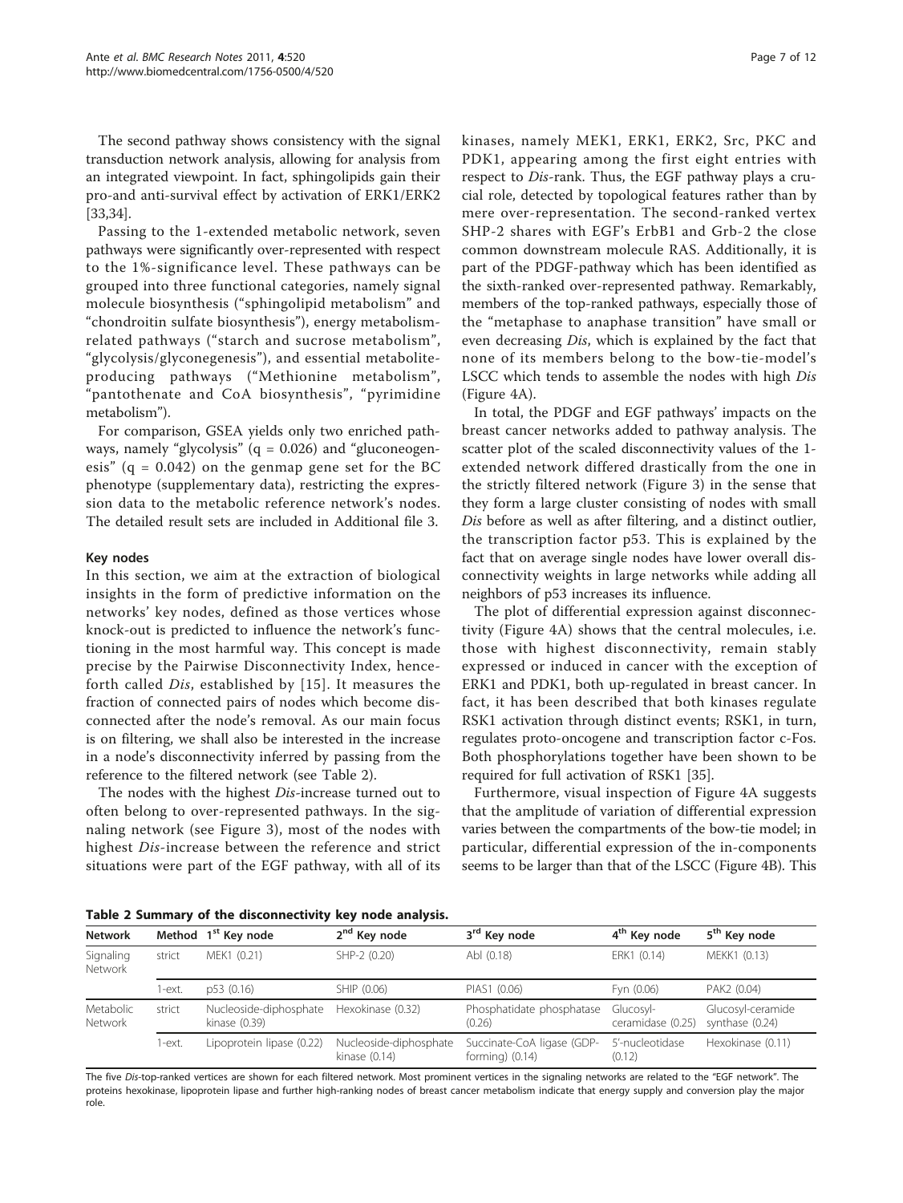The second pathway shows consistency with the signal transduction network analysis, allowing for analysis from an integrated viewpoint. In fact, sphingolipids gain their pro-and anti-survival effect by activation of ERK1/ERK2 [33,34].

Passing to the 1-extended metabolic network, seven pathways were significantly over-represented with respect to the 1%-significance level. These pathways can be grouped into three functional categories, namely signal molecule biosynthesis ("sphingolipid metabolism" and "chondroitin sulfate biosynthesis"), energy metabolism-related pathways ("starch and sucrose metabolism", "glycolysis/glyconegenesis"), and essential metabolite-producing pathways ("Methionine metabolism", "pantothenate and CoA biosynthesis", "pyrimidine metabolism").

For comparison, GSEA yields only two enriched pathways, namely "glycolysis" (q = 0.026) and "gluconeogenesis" (q = 0.042) on the genmap gene set for the BC phenotype (supplementary data), restricting the expression data to the metabolic reference network's nodes. The detailed result sets are included in Additional file 3.

### Key nodes

In this section, we aim at the extraction of biological insights in the form of predictive information on the networks' key nodes, defined as those vertices whose knock-out is predicted to influence the network's functioning in the most harmful way. This concept is made precise by the Pairwise Disconnectivity Index, henceforth called *Dis*, established by [15]. It measures the fraction of connected pairs of nodes which become disconnected after the node's removal. As our main focus is on filtering, we shall also be interested in the increase in a node's disconnectivity inferred by passing from the reference to the filtered network (see Table 2).

The nodes with the highest *Dis*-increase turned out to often belong to over-represented pathways. In the signaling network (see Figure 3), most of the nodes with highest *Dis*-increase between the reference and strict situations were part of the EGF pathway, with all of its kinases, namely MEK1, ERK1, ERK2, Src, PKC and PDK1, appearing among the first eight entries with respect to *Dis*-rank. Thus, the EGF pathway plays a crucial role, detected by topological features rather than by mere over-representation. The second-ranked vertex SHP-2 shares with EGF's ErbB1 and Grb-2 the close common downstream molecule RAS. Additionally, it is part of the PDGF-pathway which has been identified as the sixth-ranked over-represented pathway. Remarkably, members of the top-ranked pathways, especially those of the "metaphase to anaphase transition" have small or even decreasing *Dis*, which is explained by the fact that none of its members belong to the bow-tie-model's LSCC which tends to assemble the nodes with high *Dis* (Figure 4A).

In total, the PDGF and EGF pathways' impacts on the breast cancer networks added to pathway analysis. The scatter plot of the scaled disconnectivity values of the 1-extended network differed drastically from the one in the strictly filtered network (Figure 3) in the sense that they form a large cluster consisting of nodes with small *Dis* before as well as after filtering, and a distinct outlier, the transcription factor p53. This is explained by the fact that on average single nodes have lower overall disconnectivity weights in large networks while adding all neighbors of p53 increases its influence.

The plot of differential expression against disconnectivity (Figure 4A) shows that the central molecules, i.e. those with highest disconnectivity, remain stably expressed or induced in cancer with the exception of ERK1 and PDK1, both up-regulated in breast cancer. In fact, it has been described that both kinases regulate RSK1 activation through distinct events; RSK1, in turn, regulates proto-oncogene and transcription factor c-Fos. Both phosphorylations together have been shown to be required for full activation of RSK1 [35].

Furthermore, visual inspection of Figure 4A suggests that the amplitude of variation of differential expression varies between the compartments of the bow-tie model; in particular, differential expression of the in-components seems to be larger than that of the LSCC (Figure 4B). This

**Table 2 Summary of the disconnectivity key node analysis.**

| Network | Method | 1st Key node | 2nd Key node | 3rd Key node | 4th Key node | 5th Key node |
|---|---|---|---|---|---|---|
| Signaling Network | strict | MEK1 (0.21) | SHP-2 (0.20) | Abl (0.18) | ERK1 (0.14) | MEKK1 (0.13) |
| | 1-ext. | p53 (0.16) | SHIP (0.06) | PIAS1 (0.06) | Fyn (0.06) | PAK2 (0.04) |
| Metabolic Network | strict | Nucleoside-diphosphate kinase (0.39) | Hexokinase (0.32) | Phosphatidate phosphatase (0.26) | Glucosyl-ceramidase (0.25) | Glucosyl-ceramide synthase (0.24) |
| | 1-ext. | Lipoprotein lipase (0.22) | Nucleoside-diphosphate kinase (0.14) | Succinate-CoA ligase (GDP-forming) (0.14) | 5'-nucleotidase (0.12) | Hexokinase (0.11) |

The five *Dis*-top-ranked vertices are shown for each filtered network. Most prominent vertices in the signaling networks are related to the "EGF network". The proteins hexokinase, lipoprotein lipase and further high-ranking nodes of breast cancer metabolism indicate that energy supply and conversion play the major role.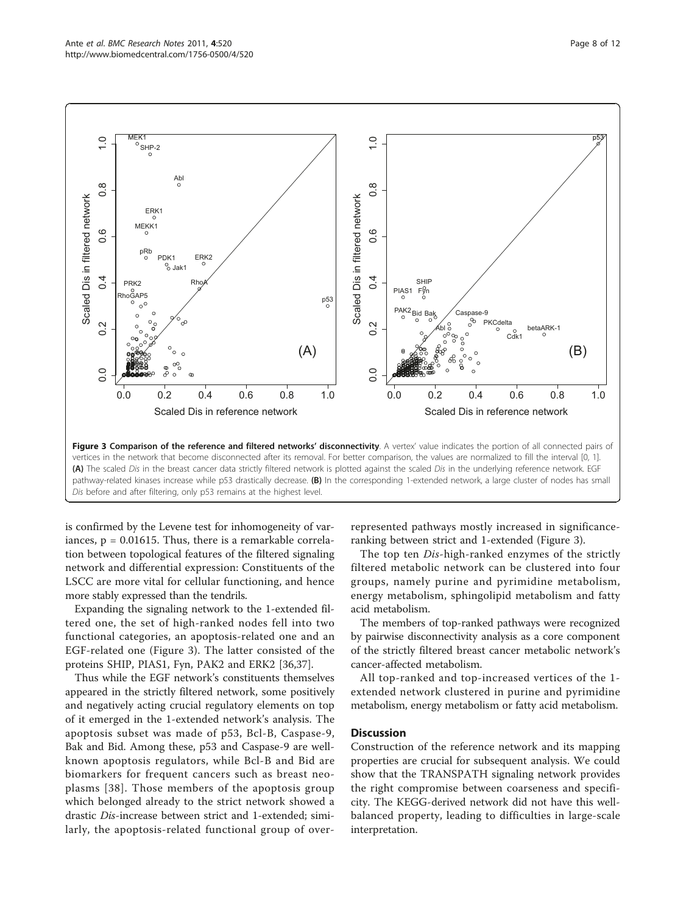**Figure 3 Comparison of the reference and filtered networks' disconnectivity**. A vertex' value indicates the portion of all connected pairs of vertices in the network that become disconnected after its removal. For better comparison, the values are normalized to fill the interval [0, 1]. **(A)** The scaled *Dis* in the breast cancer data strictly filtered network is plotted against the scaled *Dis* in the underlying reference network. EGF pathway-related kinases increase while p53 drastically decrease. **(B)** In the corresponding 1-extended network, a large cluster of nodes has small *Dis* before and after filtering, only p53 remains at the highest level.

is confirmed by the Levene test for inhomogeneity of variances, p = 0.01615. Thus, there is a remarkable correlation between topological features of the filtered signaling network and differential expression: Constituents of the LSCC are more vital for cellular functioning, and hence more stably expressed than the tendrils.

Expanding the signaling network to the 1-extended filtered one, the set of high-ranked nodes fell into two functional categories, an apoptosis-related one and an EGF-related one (Figure 3). The latter consisted of the proteins SHIP, PIAS1, Fyn, PAK2 and ERK2 [36,37].

Thus while the EGF network's constituents themselves appeared in the strictly filtered network, some positively and negatively acting crucial regulatory elements on top of it emerged in the 1-extended network's analysis. The apoptosis subset was made of p53, Bcl-B, Caspase-9, Bak and Bid. Among these, p53 and Caspase-9 are well-known apoptosis regulators, while Bcl-B and Bid are biomarkers for frequent cancers such as breast neoplasms [38]. Those members of the apoptosis group which belonged already to the strict network showed a drastic *Dis*-increase between strict and 1-extended; similarly, the apoptosis-related functional group of over-represented pathways mostly increased in significance-ranking between strict and 1-extended (Figure 3).

The top ten *Dis*-high-ranked enzymes of the strictly filtered metabolic network can be clustered into four groups, namely purine and pyrimidine metabolism, energy metabolism, sphingolipid metabolism and fatty acid metabolism.

The members of top-ranked pathways were recognized by pairwise disconnectivity analysis as a core component of the strictly filtered breast cancer metabolic network's cancer-affected metabolism.

All top-ranked and top-increased vertices of the 1-extended network clustered in purine and pyrimidine metabolism, energy metabolism or fatty acid metabolism.

## Discussion

Construction of the reference network and its mapping properties are crucial for subsequent analysis. We could show that the TRANSPATH signaling network provides the right compromise between coarseness and specificity. The KEGG-derived network did not have this well-balanced property, leading to difficulties in large-scale interpretation.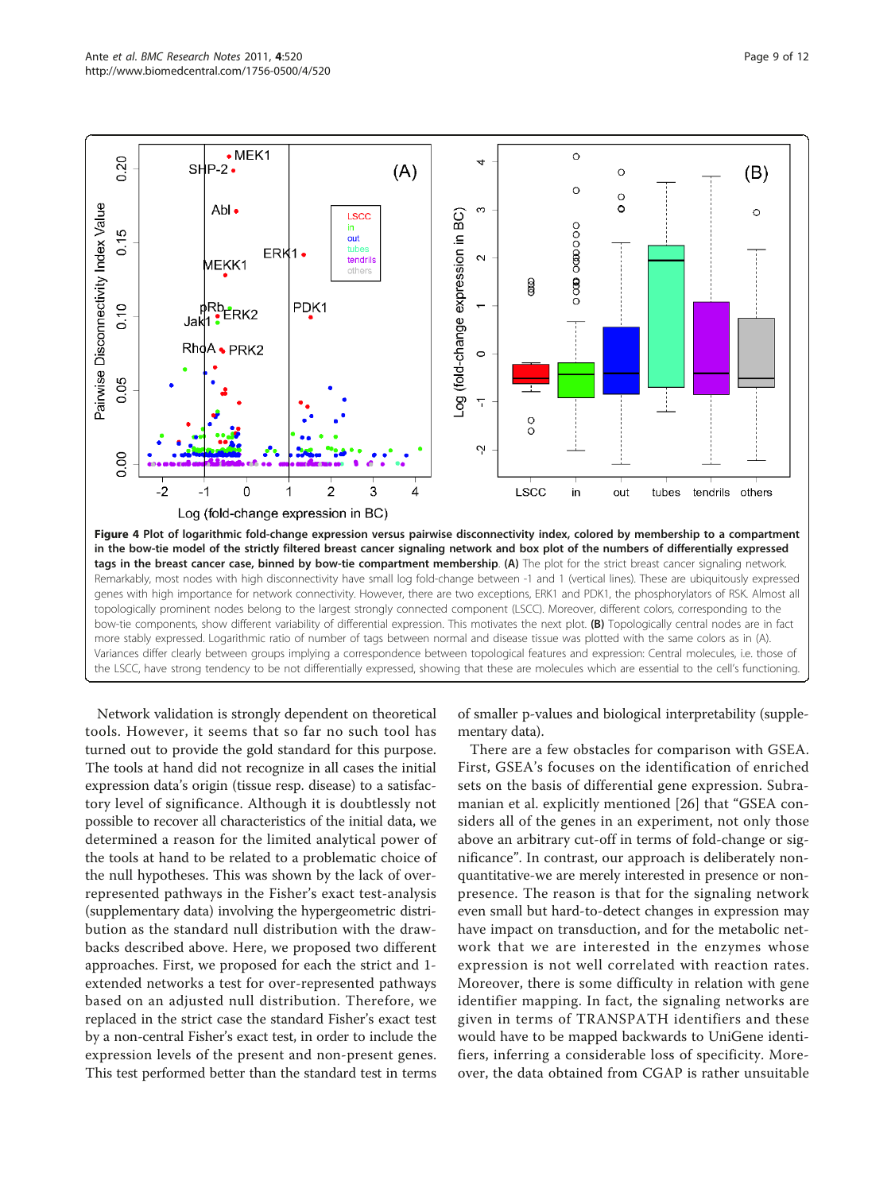(A)

Pairwise Disconnectivity Index Value

0.00 0.05 0.10 0.15 0.20

-2 -1 0 1 2 3 4

Log (fold-change expression in BC)

MEK1

SHP-2

Abl

ERK1

MEKK1

pRb

Jak1

ERK2

PDK1

RhoA

PRK2

LSCC
in
out
tubes
tendrils
others

(B)

Log (fold-change expression in BC)

-2 -1 0 1 2 3 4

LSCC in out tubes tendrils others

**Figure 4 Plot of logarithmic fold-change expression versus pairwise disconnectivity index, colored by membership to a compartment in the bow-tie model of the strictly filtered breast cancer signaling network and box plot of the numbers of differentially expressed tags in the breast cancer case, binned by bow-tie compartment membership. (A)** The plot for the strict breast cancer signaling network. Remarkably, most nodes with high disconnectivity have small log fold-change between -1 and 1 (vertical lines). These are ubiquitously expressed genes with high importance for network connectivity. However, there are two exceptions, ERK1 and PDK1, the phosphorylators of RSK. Almost all topologically prominent nodes belong to the largest strongly connected component (LSCC). Moreover, different colors, corresponding to the bow-tie components, show different variability of differential expression. This motivates the next plot. **(B)** Topologically central nodes are in fact more stably expressed. Logarithmic ratio of number of tags between normal and disease tissue was plotted with the same colors as in (A). Variances differ clearly between groups implying a correspondence between topological features and expression: Central molecules, i.e. those of the LSCC, have strong tendency to be not differentially expressed, showing that these are molecules which are essential to the cell's functioning.

Network validation is strongly dependent on theoretical tools. However, it seems that so far no such tool has turned out to provide the gold standard for this purpose. The tools at hand did not recognize in all cases the initial expression data's origin (tissue resp. disease) to a satisfactory level of significance. Although it is doubtlessly not possible to recover all characteristics of the initial data, we determined a reason for the limited analytical power of the tools at hand to be related to a problematic choice of the null hypotheses. This was shown by the lack of overrepresented pathways in the Fisher's exact test-analysis (supplementary data) involving the hypergeometric distribution as the standard null distribution with the drawbacks described above. Here, we proposed two different approaches. First, we proposed for each the strict and 1-extended networks a test for over-represented pathways based on an adjusted null distribution. Therefore, we replaced in the strict case the standard Fisher's exact test by a non-central Fisher's exact test, in order to include the expression levels of the present and non-present genes. This test performed better than the standard test in terms of smaller p-values and biological interpretability (supplementary data).

There are a few obstacles for comparison with GSEA. First, GSEA's focuses on the identification of enriched sets on the basis of differential gene expression. Subramanian et al. explicitly mentioned [26] that "GSEA considers all of the genes in an experiment, not only those above an arbitrary cut-off in terms of fold-change or significance". In contrast, our approach is deliberately non-quantitative-we are merely interested in presence or non-presence. The reason is that for the signaling network even small but hard-to-detect changes in expression may have impact on transduction, and for the metabolic network that we are interested in the enzymes whose expression is not well correlated with reaction rates. Moreover, there is some difficulty in relation with gene identifier mapping. In fact, the signaling networks are given in terms of TRANSPATH identifiers and these would have to be mapped backwards to UniGene identifiers, inferring a considerable loss of specificity. Moreover, the data obtained from CGAP is rather unsuitable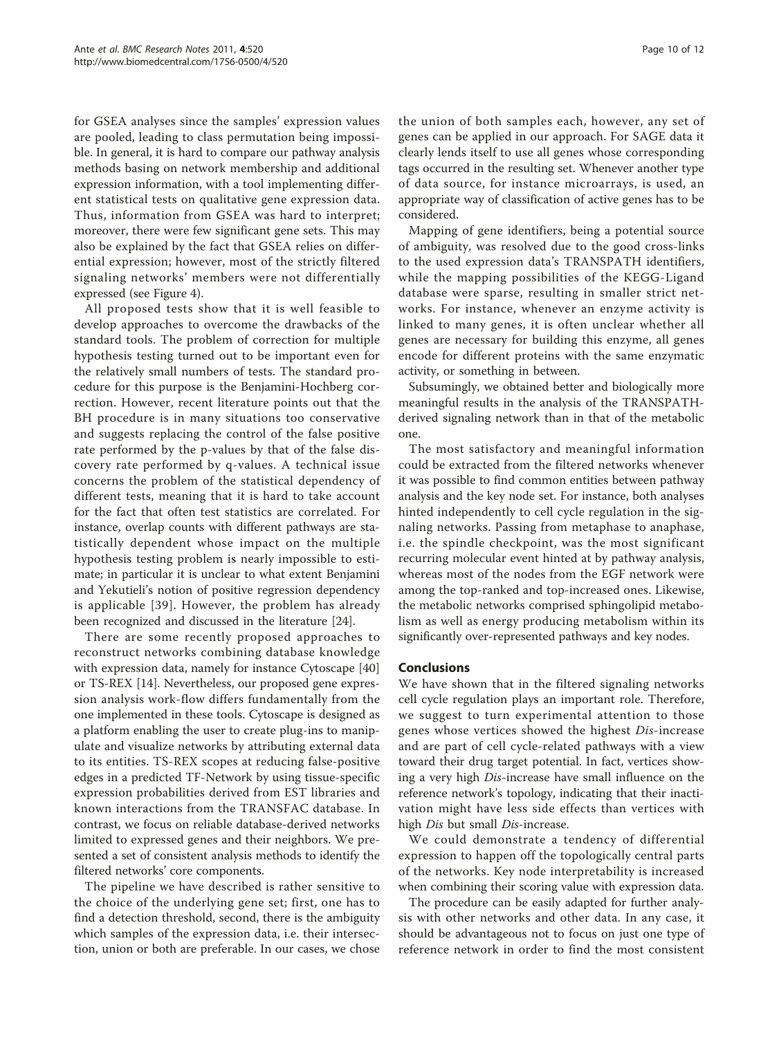for GSEA analyses since the samples' expression values are pooled, leading to class permutation being impossible. In general, it is hard to compare our pathway analysis methods basing on network membership and additional expression information, with a tool implementing different statistical tests on qualitative gene expression data. Thus, information from GSEA was hard to interpret; moreover, there were few significant gene sets. This may also be explained by the fact that GSEA relies on differential expression; however, most of the strictly filtered signaling networks' members were not differentially expressed (see Figure 4).

All proposed tests show that it is well feasible to develop approaches to overcome the drawbacks of the standard tools. The problem of correction for multiple hypothesis testing turned out to be important even for the relatively small numbers of tests. The standard procedure for this purpose is the Benjamini-Hochberg correction. However, recent literature points out that the BH procedure is in many situations too conservative and suggests replacing the control of the false positive rate performed by the p-values by that of the false discovery rate performed by q-values. A technical issue concerns the problem of the statistical dependency of different tests, meaning that it is hard to take account for the fact that often test statistics are correlated. For instance, overlap counts with different pathways are statistically dependent whose impact on the multiple hypothesis testing problem is nearly impossible to estimate; in particular it is unclear to what extent Benjamini and Yekutieli's notion of positive regression dependency is applicable [39]. However, the problem has already been recognized and discussed in the literature [24].

There are some recently proposed approaches to reconstruct networks combining database knowledge with expression data, namely for instance Cytoscape [40] or TS-REX [14]. Nevertheless, our proposed gene expression analysis work-flow differs fundamentally from the one implemented in these tools. Cytoscape is designed as a platform enabling the user to create plug-ins to manipulate and visualize networks by attributing external data to its entities. TS-REX scopes at reducing false-positive edges in a predicted TF-Network by using tissue-specific expression probabilities derived from EST libraries and known interactions from the TRANSFAC database. In contrast, we focus on reliable database-derived networks limited to expressed genes and their neighbors. We presented a set of consistent analysis methods to identify the filtered networks' core components.

The pipeline we have described is rather sensitive to the choice of the underlying gene set; first, one has to find a detection threshold, second, there is the ambiguity which samples of the expression data, i.e. their intersection, union or both are preferable. In our cases, we chose the union of both samples each, however, any set of genes can be applied in our approach. For SAGE data it clearly lends itself to use all genes whose corresponding tags occurred in the resulting set. Whenever another type of data source, for instance microarrays, is used, an appropriate way of classification of active genes has to be considered.

Mapping of gene identifiers, being a potential source of ambiguity, was resolved due to the good cross-links to the used expression data's TRANSPATH identifiers, while the mapping possibilities of the KEGG-Ligand database were sparse, resulting in smaller strict networks. For instance, whenever an enzyme activity is linked to many genes, it is often unclear whether all genes are necessary for building this enzyme, all genes encode for different proteins with the same enzymatic activity, or something in between.

Subsumingly, we obtained better and biologically more meaningful results in the analysis of the TRANSPATH-derived signaling network than in that of the metabolic one.

The most satisfactory and meaningful information could be extracted from the filtered networks whenever it was possible to find common entities between pathway analysis and the key node set. For instance, both analyses hinted independently to cell cycle regulation in the signaling networks. Passing from metaphase to anaphase, i.e. the spindle checkpoint, was the most significant recurring molecular event hinted at by pathway analysis, whereas most of the nodes from the EGF network were among the top-ranked and top-increased ones. Likewise, the metabolic networks comprised sphingolipid metabolism as well as energy producing metabolism within its significantly over-represented pathways and key nodes.

## Conclusions

We have shown that in the filtered signaling networks cell cycle regulation plays an important role. Therefore, we suggest to turn experimental attention to those genes whose vertices showed the highest *Dis*-increase and are part of cell cycle-related pathways with a view toward their drug target potential. In fact, vertices showing a very high *Dis*-increase have small influence on the reference network's topology, indicating that their inactivation might have less side effects than vertices with high *Dis* but small *Dis*-increase.

We could demonstrate a tendency of differential expression to happen off the topologically central parts of the networks. Key node interpretability is increased when combining their scoring value with expression data.

The procedure can be easily adapted for further analysis with other networks and other data. In any case, it should be advantageous not to focus on just one type of reference network in order to find the most consistent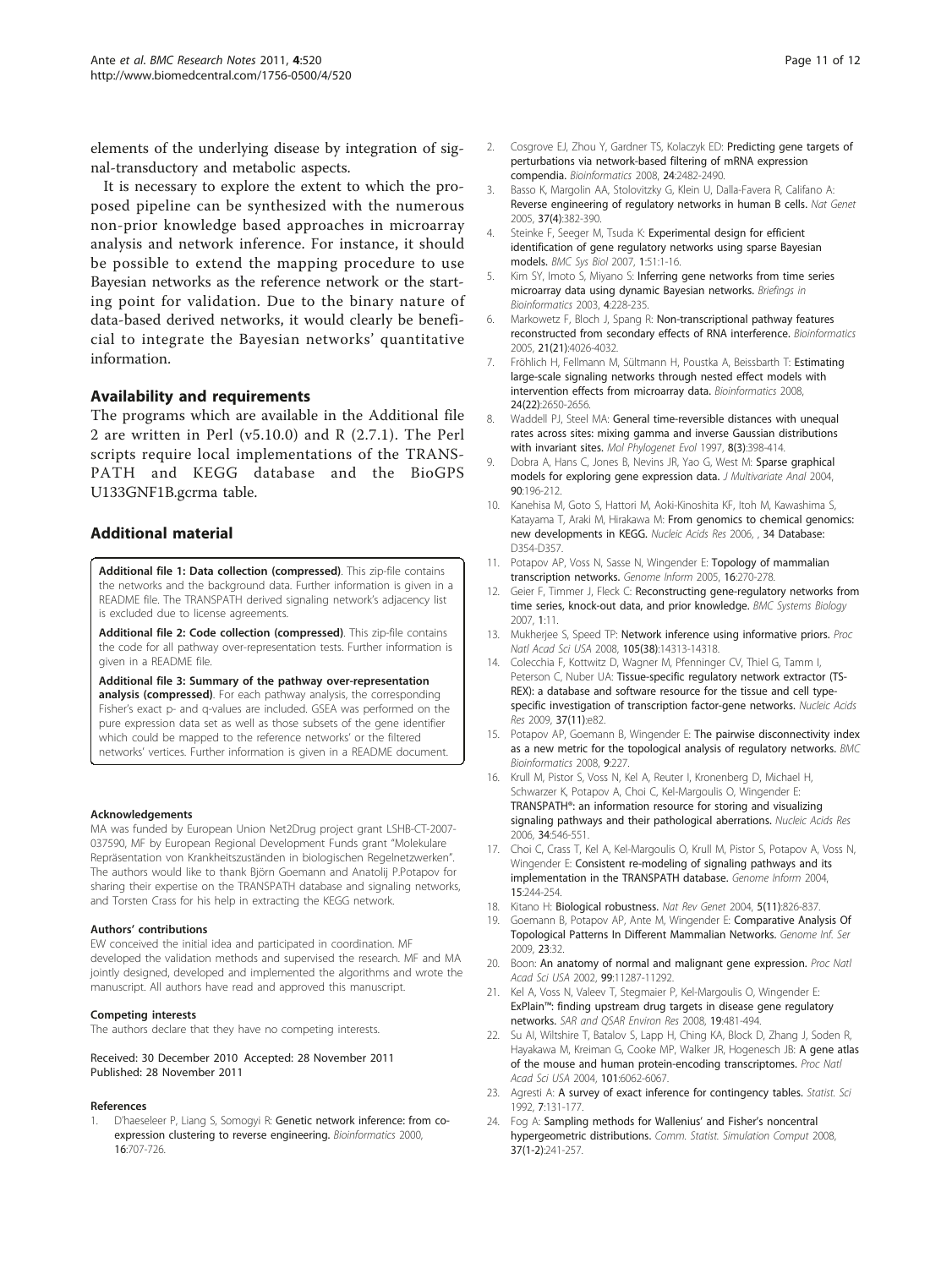elements of the underlying disease by integration of signal-transductory and metabolic aspects.

It is necessary to explore the extent to which the proposed pipeline can be synthesized with the numerous non-prior knowledge based approaches in microarray analysis and network inference. For instance, it should be possible to extend the mapping procedure to use Bayesian networks as the reference network or the starting point for validation. Due to the binary nature of data-based derived networks, it would clearly be beneficial to integrate the Bayesian networks' quantitative information.

## Availability and requirements

The programs which are available in the Additional file 2 are written in Perl (v5.10.0) and R (2.7.1). The Perl scripts require local implementations of the TRANSPATH and KEGG database and the BioGPS U133GNF1B.gcrma table.

## Additional material

**Additional file 1: Data collection (compressed)**. This zip-file contains the networks and the background data. Further information is given in a README file. The TRANSPATH derived signaling network's adjacency list is excluded due to license agreements.

**Additional file 2: Code collection (compressed)**. This zip-file contains the code for all pathway over-representation tests. Further information is given in a README file.

**Additional file 3: Summary of the pathway over-representation analysis (compressed)**. For each pathway analysis, the corresponding Fisher's exact p- and q-values are included. GSEA was performed on the pure expression data set as well as those subsets of the gene identifier which could be mapped to the reference networks' or the filtered networks' vertices. Further information is given in a README document.

#### Acknowledgements

MA was funded by European Union Net2Drug project grant LSHB-CT-2007-037590, MF by European Regional Development Funds grant "Molekulare Repräsentation von Krankheitszuständen in biologischen Regelnetzwerken". The authors would like to thank Björn Goemann and Anatolij P.Potapov for sharing their expertise on the TRANSPATH database and signaling networks, and Torsten Crass for his help in extracting the KEGG network.

#### Authors' contributions

EW conceived the initial idea and participated in coordination. MF developed the validation methods and supervised the research. MF and MA jointly designed, developed and implemented the algorithms and wrote the manuscript. All authors have read and approved this manuscript.

#### Competing interests

The authors declare that they have no competing interests.

Received: 30 December 2010 Accepted: 28 November 2011
Published: 28 November 2011

#### References

1. D'haeseleer P, Liang S, Somogyi R: **Genetic network inference: from co-expression clustering to reverse engineering.** *Bioinformatics* 2000, **16**:707-726.
2. Cosgrove EJ, Zhou Y, Gardner TS, Kolaczyk ED: **Predicting gene targets of perturbations via network-based filtering of mRNA expression compendia.** *Bioinformatics* 2008, **24**:2482-2490.
3. Basso K, Margolin AA, Stolovitzky G, Klein U, Dalla-Favera R, Califano A: **Reverse engineering of regulatory networks in human B cells.** *Nat Genet* 2005, **37(4)**:382-390.
4. Steinke F, Seeger M, Tsuda K: **Experimental design for efficient identification of gene regulatory networks using sparse Bayesian models.** *BMC Sys Biol* 2007, **1**:51:1-16.
5. Kim SY, Imoto S, Miyano S: **Inferring gene networks from time series microarray data using dynamic Bayesian networks.** *Briefings in Bioinformatics* 2003, **4**:228-235.
6. Markowetz F, Bloch J, Spang R: **Non-transcriptional pathway features reconstructed from secondary effects of RNA interference.** *Bioinformatics* 2005, **21(21)**:4026-4032.
7. Fröhlich H, Fellmann M, Sültmann H, Poustka A, Beissbarth T: **Estimating large-scale signaling networks through nested effect models with intervention effects from microarray data.** *Bioinformatics* 2008, **24(22)**:2650-2656.
8. Waddell PJ, Steel MA: **General time-reversible distances with unequal rates across sites: mixing gamma and inverse Gaussian distributions with invariant sites.** *Mol Phylogenet Evol* 1997, **8(3)**:398-414.
9. Dobra A, Hans C, Jones B, Nevins JR, Yao G, West M: **Sparse graphical models for exploring gene expression data.** *J Multivariate Anal* 2004, **90**:196-212.
10. Kanehisa M, Goto S, Hattori M, Aoki-Kinoshita KF, Itoh M, Kawashima S, Katayama T, Araki M, Hirakawa M: **From genomics to chemical genomics: new developments in KEGG.** *Nucleic Acids Res* 2006, , 34 Database: D354-D357.
11. Potapov AP, Voss N, Sasse N, Wingender E: **Topology of mammalian transcription networks.** *Genome Inform* 2005, **16**:270-278.
12. Geier F, Timmer J, Fleck C: **Reconstructing gene-regulatory networks from time series, knock-out data, and prior knowledge.** *BMC Systems Biology* 2007, **1**:11.
13. Mukherjee S, Speed TP: **Network inference using informative priors.** *Proc Natl Acad Sci USA* 2008, **105(38)**:14313-14318.
14. Colecchia F, Kottwitz D, Wagner M, Pfenninger CV, Thiel G, Tamm I, Peterson C, Nuber UA: **Tissue-specific regulatory network extractor (TS-REX): a database and software resource for the tissue and cell type-specific investigation of transcription factor-gene networks.** *Nucleic Acids Res* 2009, **37(11)**:e82.
15. Potapov AP, Goemann B, Wingender E: **The pairwise disconnectivity index as a new metric for the topological analysis of regulatory networks.** *BMC Bioinformatics* 2008, **9**:227.
16. Krull M, Pistor S, Voss N, Kel A, Reuter I, Kronenberg D, Michael H, Schwarzer K, Potapov A, Choi C, Kel-Margoulis O, Wingender E: **TRANSPATH®: an information resource for storing and visualizing signaling pathways and their pathological aberrations.** *Nucleic Acids Res* 2006, **34**:546-551.
17. Choi C, Crass T, Kel A, Kel-Margoulis O, Krull M, Pistor S, Potapov A, Voss N, Wingender E: **Consistent re-modeling of signaling pathways and its implementation in the TRANSPATH database.** *Genome Inform* 2004, **15**:244-254.
18. Kitano H: **Biological robustness.** *Nat Rev Genet* 2004, **5(11)**:826-837.
19. Goemann B, Potapov AP, Ante M, Wingender E: **Comparative Analysis Of Topological Patterns In Different Mammalian Networks.** *Genome Inf. Ser* 2009, **23**:32.
20. Boon: **An anatomy of normal and malignant gene expression.** *Proc Natl Acad Sci USA* 2002, **99**:11287-11292.
21. Kel A, Voss N, Valeev T, Stegmaier P, Kel-Margoulis O, Wingender E: **ExPlain™: finding upstream drug targets in disease gene regulatory networks.** *SAR and QSAR Environ Res* 2008, **19**:481-494.
22. Su AI, Wiltshire T, Batalov S, Lapp H, Ching KA, Block D, Zhang J, Soden R, Hayakawa M, Kreiman G, Cooke MP, Walker JR, Hogenesch JB: **A gene atlas of the mouse and human protein-encoding transcriptomes.** *Proc Natl Acad Sci USA* 2004, **101**:6062-6067.
23. Agresti A: **A survey of exact inference for contingency tables.** *Statist. Sci* 1992, **7**:131-177.
24. Fog A: **Sampling methods for Wallenius' and Fisher's noncentral hypergeometric distributions.** *Comm. Statist. Simulation Comput* 2008, **37(1-2)**:241-257.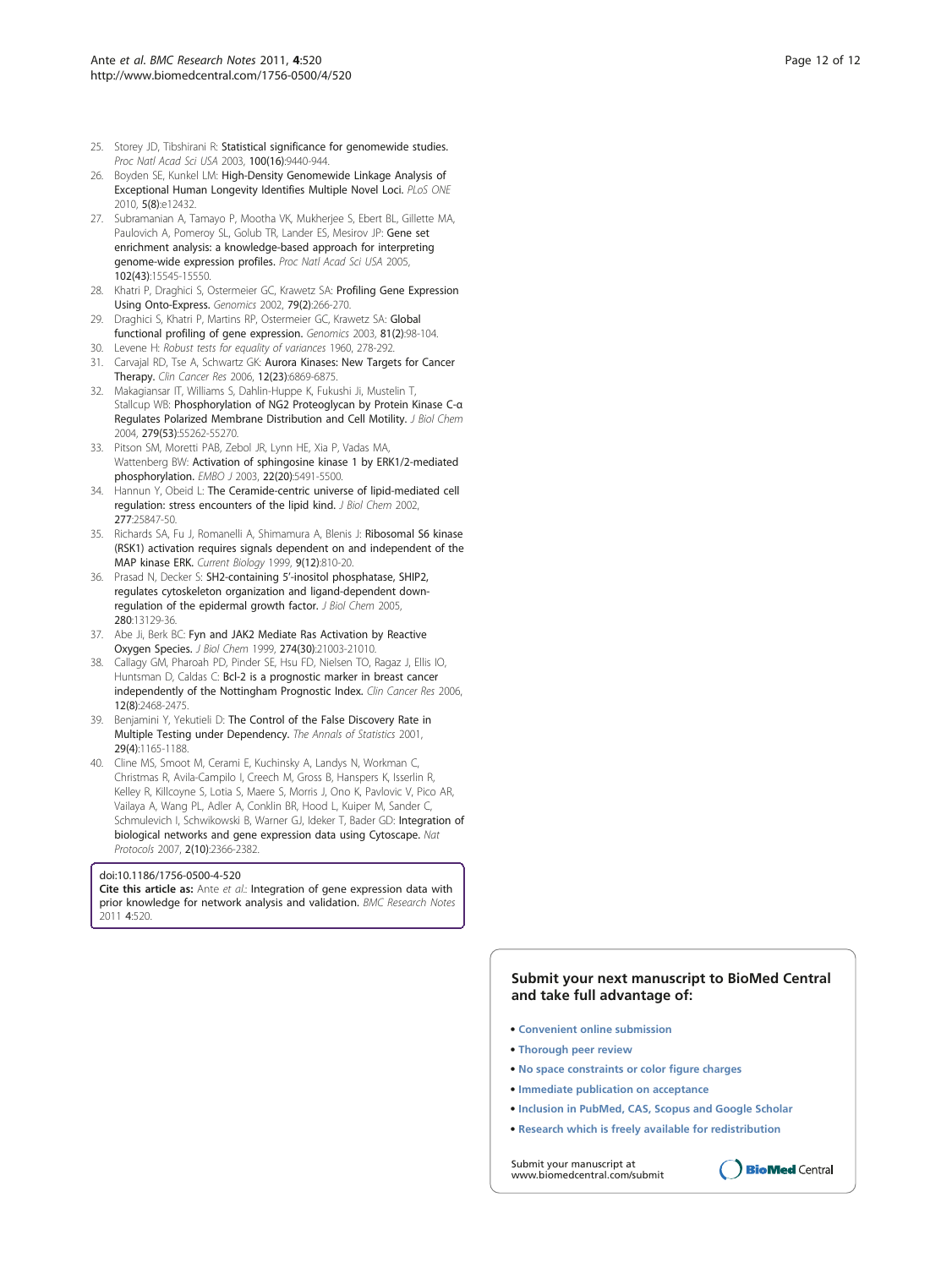25. Storey JD, Tibshirani R: **Statistical significance for genomewide studies.** *Proc Natl Acad Sci USA* 2003, **100(16)**:9440-944.
26. Boyden SE, Kunkel LM: **High-Density Genomewide Linkage Analysis of Exceptional Human Longevity Identifies Multiple Novel Loci.** *PLoS ONE* 2010, **5(8)**:e12432.
27. Subramanian A, Tamayo P, Mootha VK, Mukherjee S, Ebert BL, Gillette MA, Paulovich A, Pomeroy SL, Golub TR, Lander ES, Mesirov JP: **Gene set enrichment analysis: a knowledge-based approach for interpreting genome-wide expression profiles.** *Proc Natl Acad Sci USA* 2005, **102(43)**:15545-15550.
28. Khatri P, Draghici S, Ostermeier GC, Krawetz SA: **Profiling Gene Expression Using Onto-Express.** *Genomics* 2002, **79(2)**:266-270.
29. Draghici S, Khatri P, Martins RP, Ostermeier GC, Krawetz SA: **Global functional profiling of gene expression.** *Genomics* 2003, **81(2)**:98-104.
30. Levene H: *Robust tests for equality of variances* 1960, 278-292.
31. Carvajal RD, Tse A, Schwartz GK: **Aurora Kinases: New Targets for Cancer Therapy.** *Clin Cancer Res* 2006, **12(23)**:6869-6875.
32. Makagiansar IT, Williams S, Dahlin-Huppe K, Fukushi Ji, Mustelin T, Stallcup WB: **Phosphorylation of NG2 Proteoglycan by Protein Kinase C-α Regulates Polarized Membrane Distribution and Cell Motility.** *J Biol Chem* 2004, **279(53)**:55262-55270.
33. Pitson SM, Moretti PAB, Zebol JR, Lynn HE, Xia P, Vadas MA, Wattenberg BW: **Activation of sphingosine kinase 1 by ERK1/2-mediated phosphorylation.** *EMBO J* 2003, **22(20)**:5491-5500.
34. Hannun Y, Obeid L: **The Ceramide-centric universe of lipid-mediated cell regulation: stress encounters of the lipid kind.** *J Biol Chem* 2002, **277**:25847-50.
35. Richards SA, Fu J, Romanelli A, Shimamura A, Blenis J: **Ribosomal S6 kinase (RSK1) activation requires signals dependent on and independent of the MAP kinase ERK.** *Current Biology* 1999, **9(12)**:810-20.
36. Prasad N, Decker S: **SH2-containing 5'-inositol phosphatase, SHIP2, regulates cytoskeleton organization and ligand-dependent down-regulation of the epidermal growth factor.** *J Biol Chem* 2005, **280**:13129-36.
37. Abe Ji, Berk BC: **Fyn and JAK2 Mediate Ras Activation by Reactive Oxygen Species.** *J Biol Chem* 1999, **274(30)**:21003-21010.
38. Callagy GM, Pharoah PD, Pinder SE, Hsu FD, Nielsen TO, Ragaz J, Ellis IO, Huntsman D, Caldas C: **Bcl-2 is a prognostic marker in breast cancer independently of the Nottingham Prognostic Index.** *Clin Cancer Res* 2006, **12(8)**:2468-2475.
39. Benjamini Y, Yekutieli D: **The Control of the False Discovery Rate in Multiple Testing under Dependency.** *The Annals of Statistics* 2001, **29(4)**:1165-1188.
40. Cline MS, Smoot M, Cerami E, Kuchinsky A, Landys N, Workman C, Christmas R, Avila-Campilo I, Creech M, Gross B, Hanspers K, Isserlin R, Kelley R, Killcoyne S, Lotia S, Maere S, Morris J, Ono K, Pavlovic V, Pico AR, Vailaya A, Wang PL, Adler A, Conklin BR, Hood L, Kuiper M, Sander C, Schmulevich I, Schwikowski B, Warner GJ, Ideker T, Bader GD: **Integration of biological networks and gene expression data using Cytoscape.** *Nat Protocols* 2007, **2(10)**:2366-2382.

doi:10.1186/1756-0500-4-520
**Cite this article as:** Ante *et al.*: Integration of gene expression data with prior knowledge for network analysis and validation. *BMC Research Notes* 2011 **4**:520.

**Submit your next manuscript to BioMed Central and take full advantage of:**

- **Convenient online submission**
- **Thorough peer review**
- **No space constraints or color figure charges**
- **Immediate publication on acceptance**
- **Inclusion in PubMed, CAS, Scopus and Google Scholar**
- **Research which is freely available for redistribution**

Submit your manuscript at
www.biomedcentral.com/submit

BioMed Central